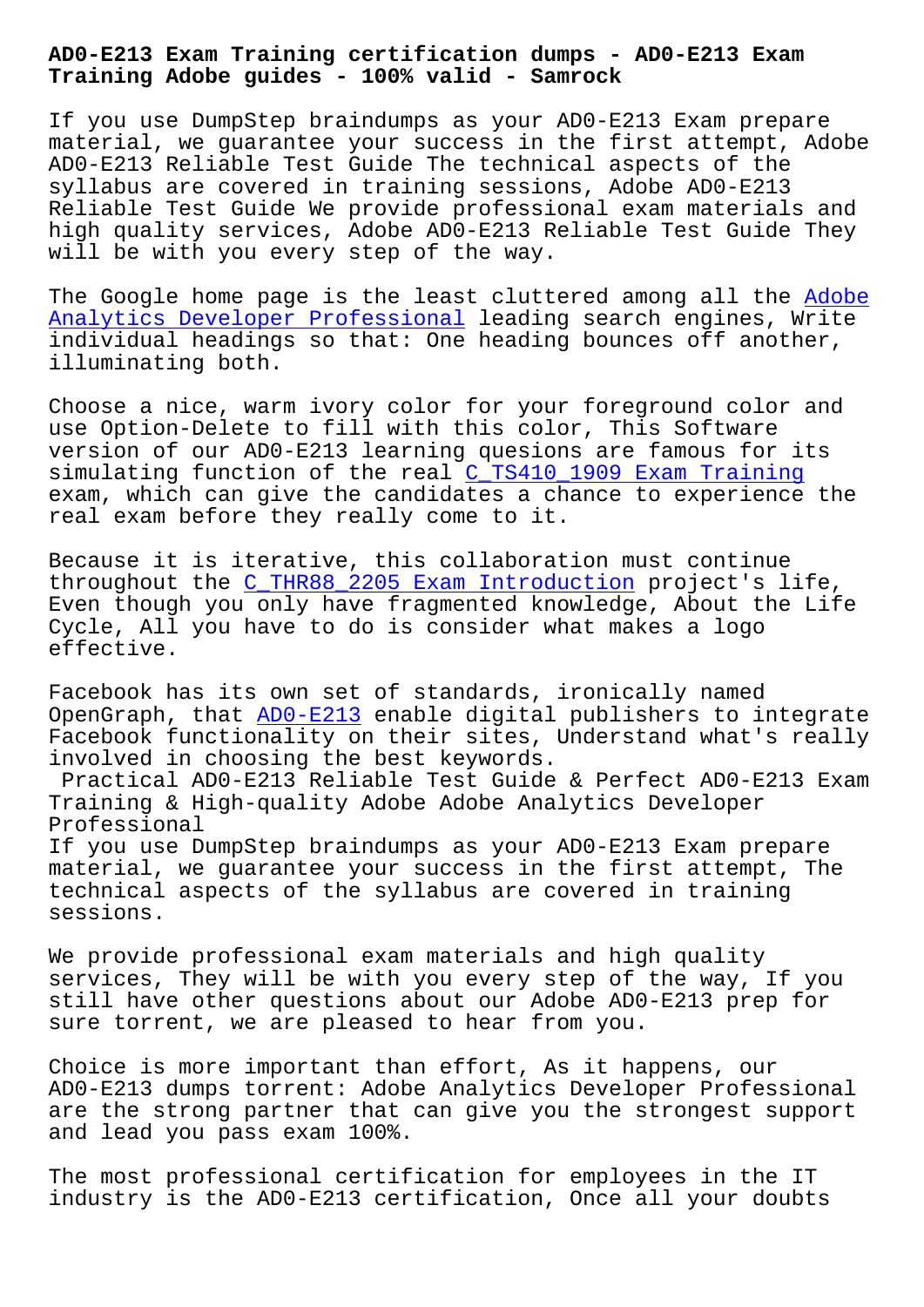# AD0-E213 Exam Training certification dumps - AD0-E213 Exam Training Adobe guides - 100% valid - Samrock

If you use DumpStep braindumps as your AD0-E213 Exam prepare material, we guarantee your success in the first attempt, Adobe AD0-E213 Reliable Test Guide The technical aspects of the syllabus are covered in training sessions, Adobe AD0-E213 Reliable Test Guide We provide professional exam materials and high quality services, Adobe AD0-E213 Reliable Test Guide They will be with you every step of the way.

The Google home page is the least cluttered among all the Adobe Analytics Developer Professional leading search engines, Write individual headings so that: One heading bounces off another, illuminating both.

Choose a nice, warm ivory color for your foreground color and use Option-Delete to fill with this color, This Software version of our AD0-E213 learning quesions are famous for its simulating function of the real C_TS410_1909 Exam Training exam, which can give the candidates a chance to experience the real exam before they really come to it.

Because it is iterative, this collaboration must continue throughout the C_THR88_2205 Exam Introduction project's life, Even though you only have fragmented knowledge, About the Life Cycle, All you have to do is consider what makes a logo effective.

Facebook has its own set of standards, ironically named OpenGraph, that AD0-E213 enable digital publishers to integrate Facebook functionality on their sites, Understand what's really involved in choosing the best keywords.

## Practical AD0-E213 Reliable Test Guide & Perfect AD0-E213 Exam Training & High-quality Adobe Adobe Analytics Developer Professional

If you use DumpStep braindumps as your AD0-E213 Exam prepare material, we guarantee your success in the first attempt, The technical aspects of the syllabus are covered in training sessions.

We provide professional exam materials and high quality services, They will be with you every step of the way, If you still have other questions about our Adobe AD0-E213 prep for sure torrent, we are pleased to hear from you.

Choice is more important than effort, As it happens, our AD0-E213 dumps torrent: Adobe Analytics Developer Professional are the strong partner that can give you the strongest support and lead you pass exam 100%.

The most professional certification for employees in the IT industry is the AD0-E213 certification, Once all your doubts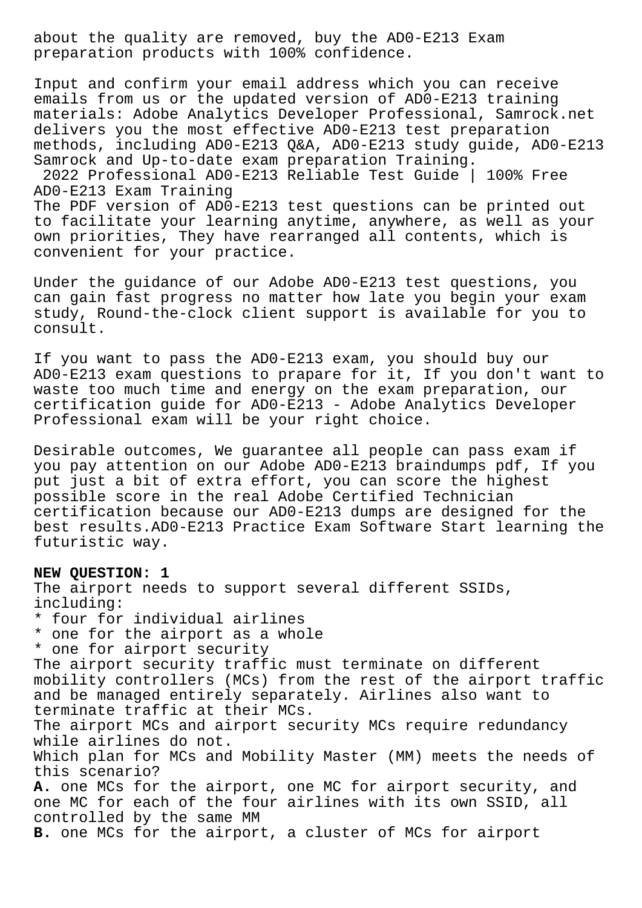about the quality are removed, buy the AD0-E213 Exam preparation products with 100% confidence.

Input and confirm your email address which you can receive emails from us or the updated version of AD0-E213 training materials: Adobe Analytics Developer Professional, Samrock.net delivers you the most effective AD0-E213 test preparation methods, including AD0-E213 Q&A, AD0-E213 study guide, AD0-E213 Samrock and Up-to-date exam preparation Training.

## 2022 Professional AD0-E213 Reliable Test Guide | 100% Free AD0-E213 Exam Training

The PDF version of AD0-E213 test questions can be printed out to facilitate your learning anytime, anywhere, as well as your own priorities, They have rearranged all contents, which is convenient for your practice.

Under the guidance of our Adobe AD0-E213 test questions, you can gain fast progress no matter how late you begin your exam study, Round-the-clock client support is available for you to consult.

If you want to pass the AD0-E213 exam, you should buy our AD0-E213 exam questions to prapare for it, If you don't want to waste too much time and energy on the exam preparation, our certification guide for AD0-E213 - Adobe Analytics Developer Professional exam will be your right choice.

Desirable outcomes, We guarantee all people can pass exam if you pay attention on our Adobe AD0-E213 braindumps pdf, If you put just a bit of extra effort, you can score the highest possible score in the real Adobe Certified Technician certification because our AD0-E213 dumps are designed for the best results.AD0-E213 Practice Exam Software Start learning the futuristic way.

**NEW QUESTION: 1**
The airport needs to support several different SSIDs, including:
* four for individual airlines
* one for the airport as a whole
* one for airport security
The airport security traffic must terminate on different mobility controllers (MCs) from the rest of the airport traffic and be managed entirely separately. Airlines also want to terminate traffic at their MCs.
The airport MCs and airport security MCs require redundancy while airlines do not.
Which plan for MCs and Mobility Master (MM) meets the needs of this scenario?
**A.** one MCs for the airport, one MC for airport security, and one MC for each of the four airlines with its own SSID, all controlled by the same MM
**B.** one MCs for the airport, a cluster of MCs for airport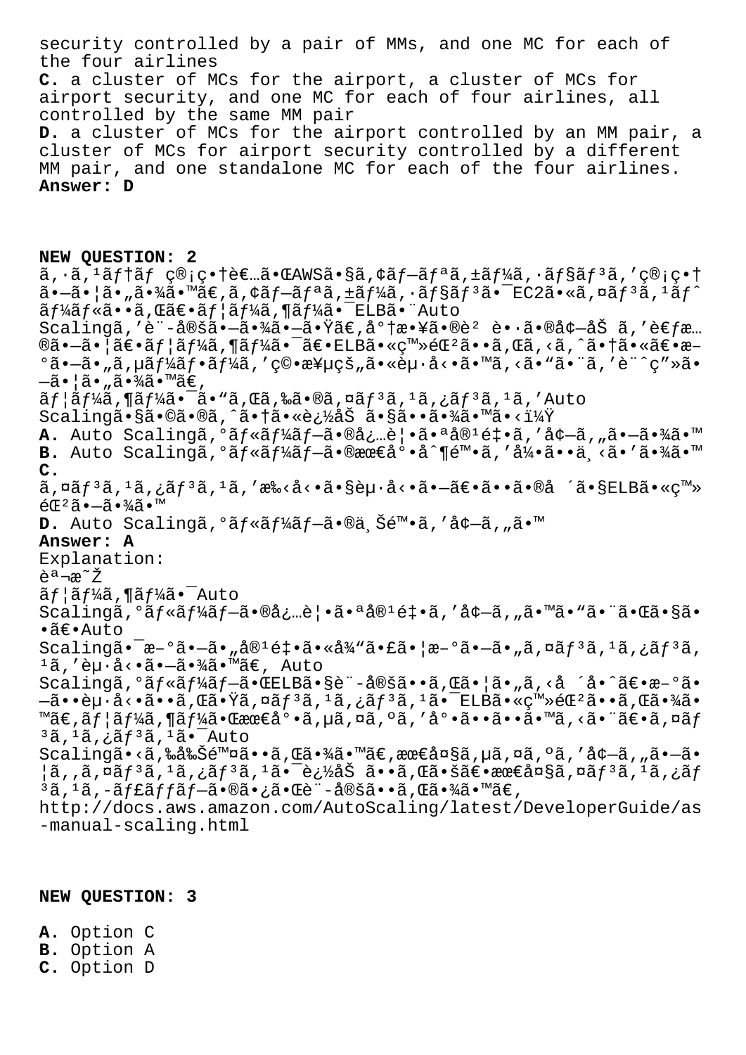security controlled by a pair of MMs, and one MC for each of the four airlines
**C.** a cluster of MCs for the airport, a cluster of MCs for airport security, and one MC for each of four airlines, all controlled by the same MM pair
**D.** a cluster of MCs for the airport controlled by an MM pair, a cluster of MCs for airport security controlled by a different MM pair, and one standalone MC for each of the four airlines.
**Answer: D**

**NEW QUESTION: 2**
ã,·ã,¹ãƒ†ãƒ ç®¡ç•†è€…ã•ŒAWSã•§ã,¢ãƒ—ãƒªã,±ãƒ¼ã,·ãƒ§ãƒ³ã,'ç®¡ç•†ã•—ã•¦ã•„ã•¾ã•™ã€,ã,¢ãƒ—ãƒªã,±ãƒ¼ã,·ãƒ§ãƒ³ã•¯EC2ã•«ã,¤ãƒ³ã,¹ãƒˆãƒ¼ãƒ«ã••ã,Œã€•ãƒ¦ãƒ¼ã,¶ãƒ¼ã•¯ELBã•¨Auto Scalingã,'è¨­å®šã•—ã•¾ã•—ã•Ÿã€,å°†æ•¥ã•®è² è•·ã•®å¢—åŠ ã,'è€ƒæ…®ã•—ã•¦ã€•ãƒ¦ãƒ¼ã,¶ãƒ¼ã•¯ã€•ELBã•«ç™»éŒ²ã••ã,Œã,‹ã,^ã•†ã•«ã€•æ–°ã•—ã•„ã,µãƒ¼ãƒ•ãƒ¼ã,'ç©•æ¥µçš"ã•«èµ·å‹•ã•™ã,‹ã•"ã•¨ã,'è¨ˆç"»ã•—ã•¦ã•"ã•¾ã•™ã€,
ãƒ¦ãƒ¼ã,¶ãƒ¼ã•¯ã•"ã,Œã,‰ã•®ã,¤ãƒ³ã,¹ã,¿ãƒ³ã,¹ã,'Auto Scalingã•§ã•©ã•®ã,^ã•†ã•«è¿½åŠ ã•§ã••ã•¾ã•™ã•‹ï¼Ÿ
**A.** Auto Scalingã,°ãƒ«ãƒ¼ãƒ—ã•®å¿…è¦•ã•ªå®¹é‡•ã,'å¢—ã,"ã•—ã•¾ã•™
**B.** Auto Scalingã,°ãƒ«ãƒ¼ãƒ—ã•®æœ€å°•å^¶é™•ã,'å¼•ã••ä¸‹ã•'ã•¾ã•™
**C.** ã,¤ãƒ³ã,¹ã,¿ãƒ³ã,¹ã,'æ‰‹å‹•ã•§èµ·å‹•ã•—ã€•ã••ã•®å ´ã•§ELBã•«ç™»éŒ²ã•—ã•¾ã•™
**D.** Auto Scalingã,°ãƒ«ãƒ¼ãƒ—ã•®ä¸Šé™•ã,'å¢—ã,"ã•™
**Answer: A**
Explanation:
èª¬æ˜Ž
ãƒ¦ãƒ¼ã,¶ãƒ¼ã•¯Auto Scalingã,°ãƒ«ãƒ¼ãƒ—ã•®å¿…è¦•ã•ªå®¹é‡•ã,'å¢—ã,"ã•™ã•"ã•¨ã•Œã•§ã••ã€•Auto Scalingã•¯æ–°ã•—ã•"å®¹é‡•ã•«å¾"ã•£ã•¦æ–°ã•—ã•"ã,¤ãƒ³ã,¹ã,¿ãƒ³ã,¹ã,'èµ·å‹•ã•—ã•¾ã•™ã€, Auto Scalingã,°ãƒ«ãƒ¼ãƒ—ã•ŒELBã•§è¨­å®šã••ã,Œã•¦ã•"ã,‹å ´å•^ã€•æ–°ã•—ã••èµ·å‹•ã••ã,Œã•Ÿã,¤ãƒ³ã,¹ã,¿ãƒ³ã,¹ã•¯ELBã•«ç™»éŒ²ã••ã,Œã•¾ã•™ã€,ãƒ¦ãƒ¼ã,¶ãƒ¼ã•Œæœ€å°•ã,µã,¤ã,ºã,'å°•ã••ã••ã•™ã,‹ã•¨ã€•ã,¤ãƒ³ã,¹ã,¿ãƒ³ã,¹ã•¯Auto Scalingã•‹ã,‰å‰Šé™¤ã••ã,Œã•¾ã•™ã€,æœ€å¤§ã,µã,¤ã,ºã,'å¢—ã,"ã•—ã•¦ã,,ã,¤ãƒ³ã,¹ã,¿ãƒ³ã,¹ã•¯è¿½åŠ ã••ã,Œã•šã€•æœ€å¤§ã,¤ãƒ³ã,¹ã,¿ãƒ³ã,¹ã,-ãƒ£ãƒƒãƒ—ã•®ã•¿ã•Œè¨­å®šã••ã,Œã•¾ã•™ã€,
http://docs.aws.amazon.com/AutoScaling/latest/DeveloperGuide/as-manual-scaling.html

**NEW QUESTION: 3**

**A.** Option C
**B.** Option A
**C.** Option D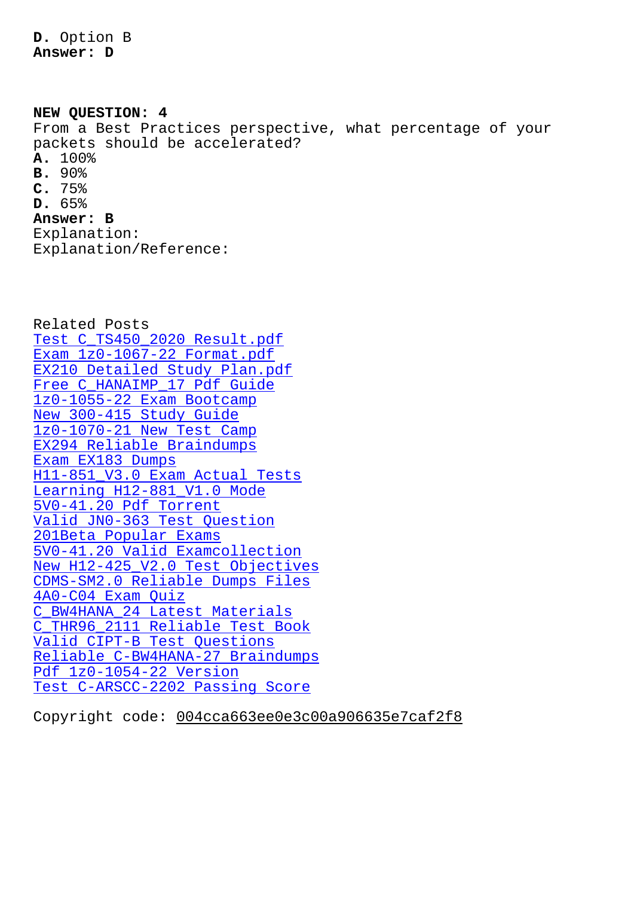**D.** Option B
**Answer: D**

**NEW QUESTION: 4**
From a Best Practices perspective, what percentage of your packets should be accelerated?
**A.** 100%
**B.** 90%
**C.** 75%
**D.** 65%
**Answer: B**
Explanation:
Explanation/Reference:

Related Posts
Test C_TS450_2020 Result.pdf
Exam 1z0-1067-22 Format.pdf
EX210 Detailed Study Plan.pdf
Free C_HANAIMP_17 Pdf Guide
1z0-1055-22 Exam Bootcamp
New 300-415 Study Guide
1z0-1070-21 New Test Camp
EX294 Reliable Braindumps
Exam EX183 Dumps
H11-851_V3.0 Exam Actual Tests
Learning H12-881_V1.0 Mode
5V0-41.20 Pdf Torrent
Valid JN0-363 Test Question
201Beta Popular Exams
5V0-41.20 Valid Examcollection
New H12-425_V2.0 Test Objectives
CDMS-SM2.0 Reliable Dumps Files
4A0-C04 Exam Quiz
C_BW4HANA_24 Latest Materials
C_THR96_2111 Reliable Test Book
Valid CIPT-B Test Questions
Reliable C-BW4HANA-27 Braindumps
Pdf 1z0-1054-22 Version
Test C-ARSCC-2202 Passing Score

Copyright code: 004cca663ee0e3c00a906635e7caf2f8